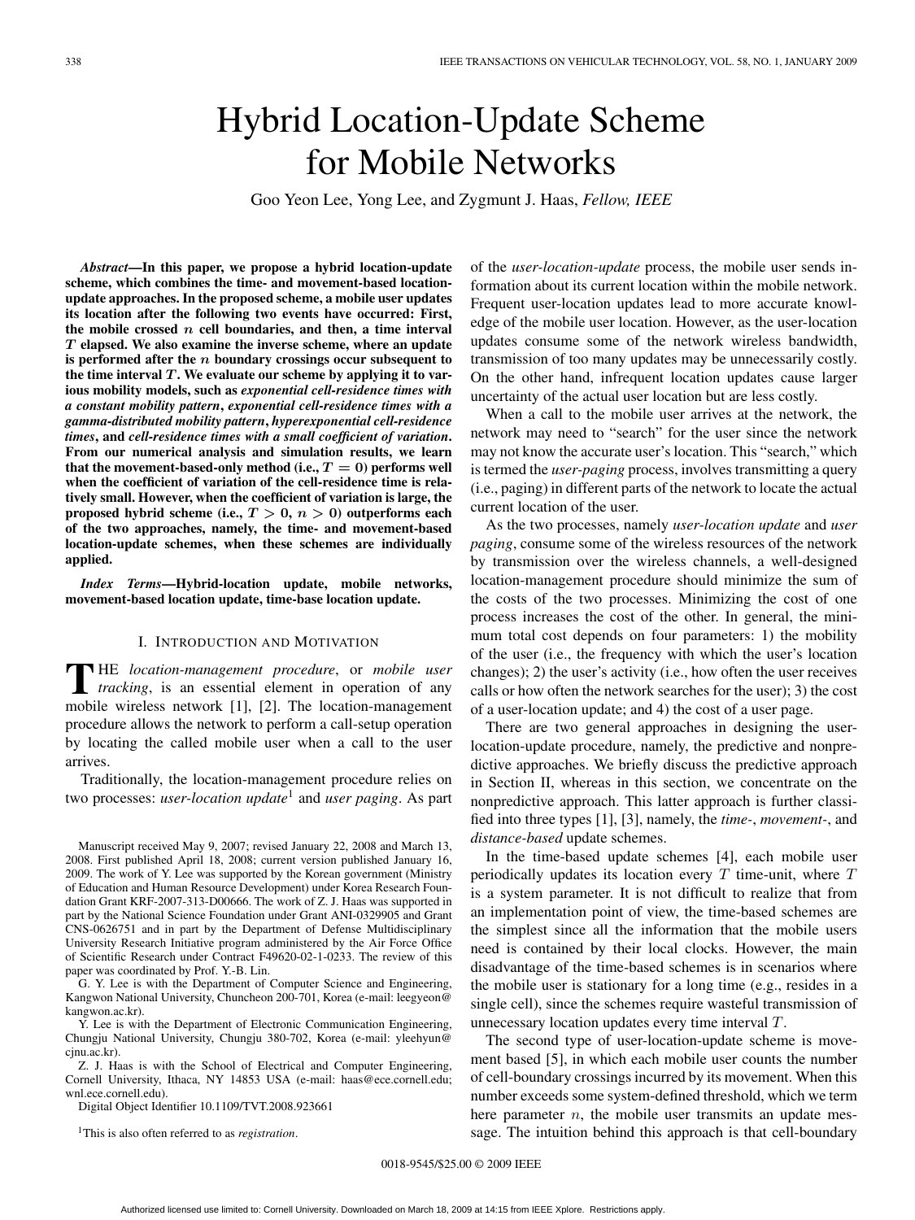# Hybrid Location-Update Scheme for Mobile Networks

Goo Yeon Lee, Yong Lee, and Zygmunt J. Haas, *Fellow, IEEE*

***Abstract*—In this paper, we propose a hybrid location-update scheme, which combines the time- and movement-based location-update approaches. In the proposed scheme, a mobile user updates its location after the following two events have occurred: First, the mobile crossed $n$ cell boundaries, and then, a time interval $T$ elapsed. We also examine the inverse scheme, where an update is performed after the $n$ boundary crossings occur subsequent to the time interval $T$. We evaluate our scheme by applying it to various mobility models, such as *exponential cell-residence times with a constant mobility pattern*, *exponential cell-residence times with a gamma-distributed mobility pattern*, *hyperexponential cell-residence times*, and *cell-residence times with a small coefficient of variation*. From our numerical analysis and simulation results, we learn that the movement-based-only method (i.e., $T = 0$) performs well when the coefficient of variation of the cell-residence time is relatively small. However, when the coefficient of variation is large, the proposed hybrid scheme (i.e., $T > 0$, $n > 0$) outperforms each of the two approaches, namely, the time- and movement-based location-update schemes, when these schemes are individually applied.**

***Index Terms*—Hybrid-location update, mobile networks, movement-based location update, time-base location update.**

## I. Introduction and Motivation

The *location-management procedure*, or *mobile user tracking*, is an essential element in operation of any mobile wireless network [1], [2]. The location-management procedure allows the network to perform a call-setup operation by locating the called mobile user when a call to the user arrives.

Traditionally, the location-management procedure relies on two processes: *user-location update*[1] and *user paging*. As part of the *user-location-update* process, the mobile user sends information about its current location within the mobile network. Frequent user-location updates lead to more accurate knowledge of the mobile user location. However, as the user-location updates consume some of the network wireless bandwidth, transmission of too many updates may be unnecessarily costly. On the other hand, infrequent location updates cause larger uncertainty of the actual user location but are less costly.

When a call to the mobile user arrives at the network, the network may need to "search" for the user since the network may not know the accurate user's location. This "search," which is termed the *user-paging* process, involves transmitting a query (i.e., paging) in different parts of the network to locate the actual current location of the user.

As the two processes, namely *user-location update* and *user paging*, consume some of the wireless resources of the network by transmission over the wireless channels, a well-designed location-management procedure should minimize the sum of the costs of the two processes. Minimizing the cost of one process increases the cost of the other. In general, the minimum total cost depends on four parameters: 1) the mobility of the user (i.e., the frequency with which the user's location changes); 2) the user's activity (i.e., how often the user receives calls or how often the network searches for the user); 3) the cost of a user-location update; and 4) the cost of a user page.

There are two general approaches in designing the user-location-update procedure, namely, the predictive and nonpredictive approaches. We briefly discuss the predictive approach in Section II, whereas in this section, we concentrate on the nonpredictive approach. This latter approach is further classified into three types [1], [3], namely, the *time*-, *movement*-, and *distance-based* update schemes.

In the time-based update schemes [4], each mobile user periodically updates its location every $T$ time-unit, where $T$ is a system parameter. It is not difficult to realize that from an implementation point of view, the time-based schemes are the simplest since all the information that the mobile users need is contained by their local clocks. However, the main disadvantage of the time-based schemes is in scenarios where the mobile user is stationary for a long time (e.g., resides in a single cell), since the schemes require wasteful transmission of unnecessary location updates every time interval $T$.

The second type of user-location-update scheme is movement based [5], in which each mobile user counts the number of cell-boundary crossings incurred by its movement. When this number exceeds some system-defined threshold, which we term here parameter $n$, the mobile user transmits an update message. The intuition behind this approach is that cell-boundary

---

Manuscript received May 9, 2007; revised January 22, 2008 and March 13, 2008. First published April 18, 2008; current version published January 16, 2009. The work of Y. Lee was supported by the Korean government (Ministry of Education and Human Resource Development) under Korea Research Foundation Grant KRF-2007-313-D00666. The work of Z. J. Haas was supported in part by the National Science Foundation under Grant ANI-0329905 and Grant CNS-0626751 and in part by the Department of Defense Multidisciplinary University Research Initiative program administered by the Air Force Office of Scientific Research under Contract F49620-02-1-0233. The review of this paper was coordinated by Prof. Y.-B. Lin.

G. Y. Lee is with the Department of Computer Science and Engineering, Kangwon National University, Chuncheon 200-701, Korea (e-mail: leegyeon@kangwon.ac.kr).

Y. Lee is with the Department of Electronic Communication Engineering, Chungju National University, Chungju 380-702, Korea (e-mail: yleehyun@cjnu.ac.kr).

Z. J. Haas is with the School of Electrical and Computer Engineering, Cornell University, Ithaca, NY 14853 USA (e-mail: haas@ece.cornell.edu; wnl.ece.cornell.edu).

Digital Object Identifier 10.1109/TVT.2008.923661

[1]This is also often referred to as *registration*.

0018-9545/$25.00 © 2009 IEEE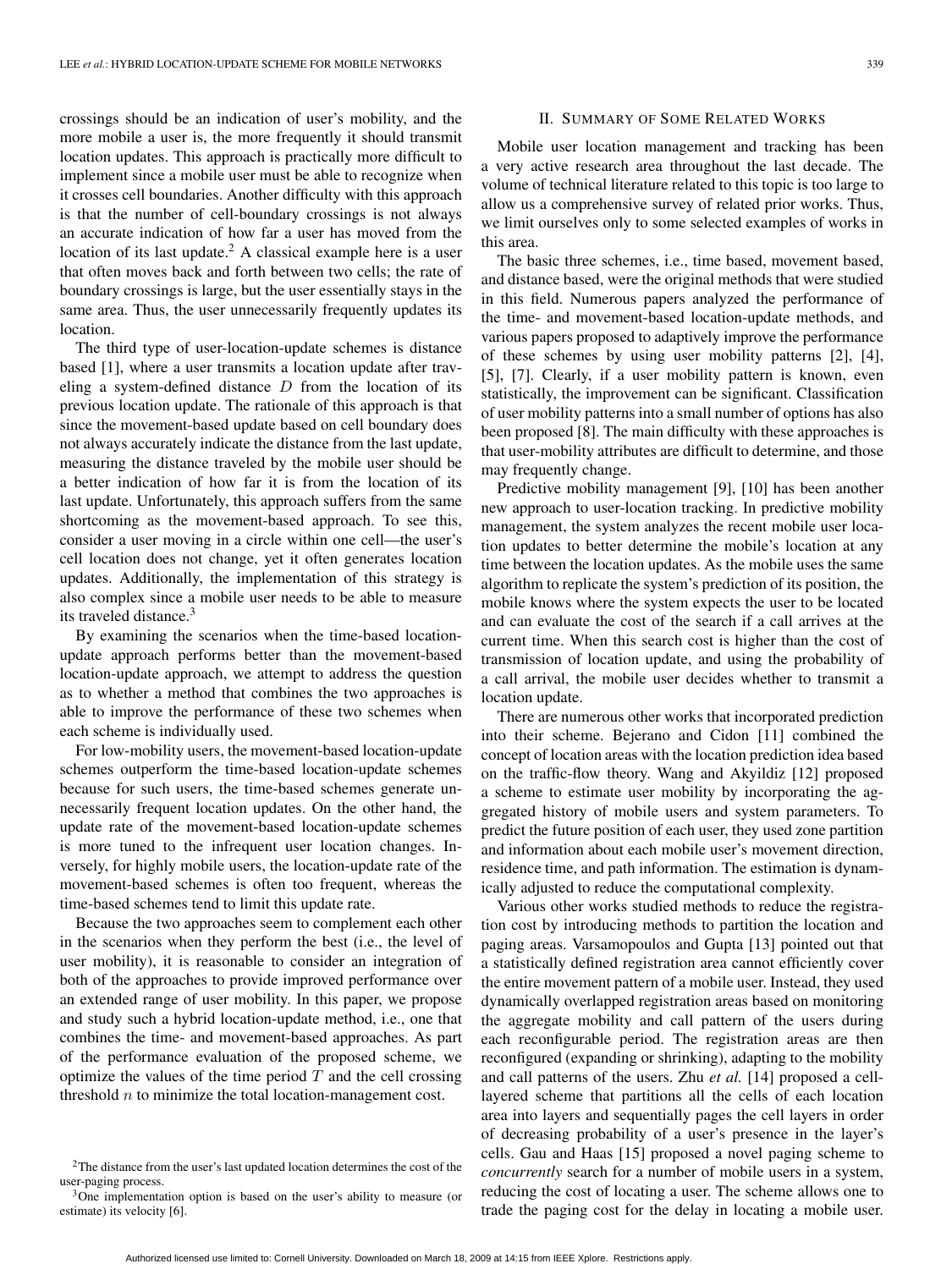crossings should be an indication of user's mobility, and the more mobile a user is, the more frequently it should transmit location updates. This approach is practically more difficult to implement since a mobile user must be able to recognize when it crosses cell boundaries. Another difficulty with this approach is that the number of cell-boundary crossings is not always an accurate indication of how far a user has moved from the location of its last update.[2] A classical example here is a user that often moves back and forth between two cells; the rate of boundary crossings is large, but the user essentially stays in the same area. Thus, the user unnecessarily frequently updates its location.

The third type of user-location-update schemes is distance based [1], where a user transmits a location update after traveling a system-defined distance $D$ from the location of its previous location update. The rationale of this approach is that since the movement-based update based on cell boundary does not always accurately indicate the distance from the last update, measuring the distance traveled by the mobile user should be a better indication of how far it is from the location of its last update. Unfortunately, this approach suffers from the same shortcoming as the movement-based approach. To see this, consider a user moving in a circle within one cell—the user's cell location does not change, yet it often generates location updates. Additionally, the implementation of this strategy is also complex since a mobile user needs to be able to measure its traveled distance.[3]

By examining the scenarios when the time-based location-update approach performs better than the movement-based location-update approach, we attempt to address the question as to whether a method that combines the two approaches is able to improve the performance of these two schemes when each scheme is individually used.

For low-mobility users, the movement-based location-update schemes outperform the time-based location-update schemes because for such users, the time-based schemes generate unnecessarily frequent location updates. On the other hand, the update rate of the movement-based location-update schemes is more tuned to the infrequent user location changes. Inversely, for highly mobile users, the location-update rate of the movement-based schemes is often too frequent, whereas the time-based schemes tend to limit this update rate.

Because the two approaches seem to complement each other in the scenarios when they perform the best (i.e., the level of user mobility), it is reasonable to consider an integration of both of the approaches to provide improved performance over an extended range of user mobility. In this paper, we propose and study such a hybrid location-update method, i.e., one that combines the time- and movement-based approaches. As part of the performance evaluation of the proposed scheme, we optimize the values of the time period $T$ and the cell crossing threshold $n$ to minimize the total location-management cost.

[2] The distance from the user's last updated location determines the cost of the user-paging process.

[3] One implementation option is based on the user's ability to measure (or estimate) its velocity [6].

## II. Summary of Some Related Works

Mobile user location management and tracking has been a very active research area throughout the last decade. The volume of technical literature related to this topic is too large to allow us a comprehensive survey of related prior works. Thus, we limit ourselves only to some selected examples of works in this area.

The basic three schemes, i.e., time based, movement based, and distance based, were the original methods that were studied in this field. Numerous papers analyzed the performance of the time- and movement-based location-update methods, and various papers proposed to adaptively improve the performance of these schemes by using user mobility patterns [2], [4], [5], [7]. Clearly, if a user mobility pattern is known, even statistically, the improvement can be significant. Classification of user mobility patterns into a small number of options has also been proposed [8]. The main difficulty with these approaches is that user-mobility attributes are difficult to determine, and those may frequently change.

Predictive mobility management [9], [10] has been another new approach to user-location tracking. In predictive mobility management, the system analyzes the recent mobile user location updates to better determine the mobile's location at any time between the location updates. As the mobile uses the same algorithm to replicate the system's prediction of its position, the mobile knows where the system expects the user to be located and can evaluate the cost of the search if a call arrives at the current time. When this search cost is higher than the cost of transmission of location update, and using the probability of a call arrival, the mobile user decides whether to transmit a location update.

There are numerous other works that incorporated prediction into their scheme. Bejerano and Cidon [11] combined the concept of location areas with the location prediction idea based on the traffic-flow theory. Wang and Akyildiz [12] proposed a scheme to estimate user mobility by incorporating the aggregated history of mobile users and system parameters. To predict the future position of each user, they used zone partition and information about each mobile user's movement direction, residence time, and path information. The estimation is dynamically adjusted to reduce the computational complexity.

Various other works studied methods to reduce the registration cost by introducing methods to partition the location and paging areas. Varsamopoulos and Gupta [13] pointed out that a statistically defined registration area cannot efficiently cover the entire movement pattern of a mobile user. Instead, they used dynamically overlapped registration areas based on monitoring the aggregate mobility and call pattern of the users during each reconfigurable period. The registration areas are then reconfigured (expanding or shrinking), adapting to the mobility and call patterns of the users. Zhu *et al.* [14] proposed a cell-layered scheme that partitions all the cells of each location area into layers and sequentially pages the cell layers in order of decreasing probability of a user's presence in the layer's cells. Gau and Haas [15] proposed a novel paging scheme to *concurrently* search for a number of mobile users in a system, reducing the cost of locating a user. The scheme allows one to trade the paging cost for the delay in locating a mobile user.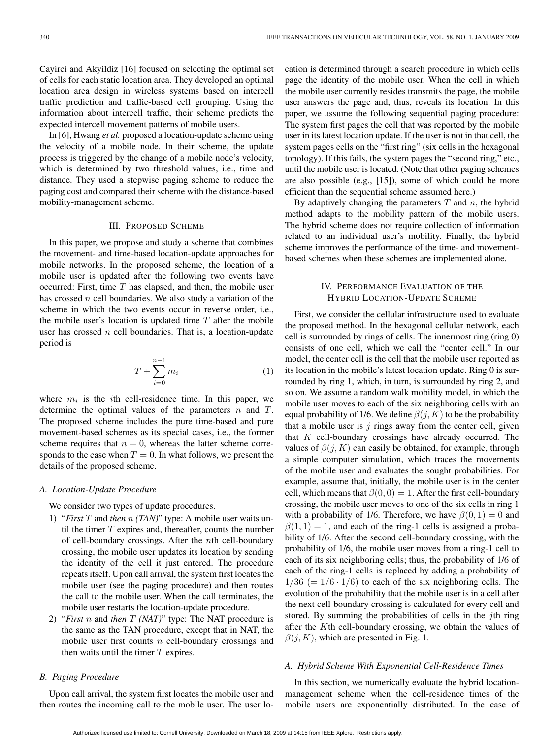Cayirci and Akyildiz [16] focused on selecting the optimal set of cells for each static location area. They developed an optimal location area design in wireless systems based on intercell traffic prediction and traffic-based cell grouping. Using the information about intercell traffic, their scheme predicts the expected intercell movement patterns of mobile users.

In [6], Hwang *et al.* proposed a location-update scheme using the velocity of a mobile node. In their scheme, the update process is triggered by the change of a mobile node's velocity, which is determined by two threshold values, i.e., time and distance. They used a stepwise paging scheme to reduce the paging cost and compared their scheme with the distance-based mobility-management scheme.

## III. Proposed Scheme

In this paper, we propose and study a scheme that combines the movement- and time-based location-update approaches for mobile networks. In the proposed scheme, the location of a mobile user is updated after the following two events have occurred: First, time $T$ has elapsed, and then, the mobile user has crossed $n$ cell boundaries. We also study a variation of the scheme in which the two events occur in reverse order, i.e., the mobile user's location is updated time $T$ after the mobile user has crossed $n$ cell boundaries. That is, a location-update period is

$$T + \sum_{i=0}^{n-1} m_i \tag{1}$$

where $m_i$ is the $i$th cell-residence time. In this paper, we determine the optimal values of the parameters $n$ and $T$. The proposed scheme includes the pure time-based and pure movement-based schemes as its special cases, i.e., the former scheme requires that $n = 0$, whereas the latter scheme corresponds to the case when $T = 0$. In what follows, we present the details of the proposed scheme.

### A. Location-Update Procedure

We consider two types of update procedures.

1) "*First* $T$ and *then* $n$ *(TAN)*" type: A mobile user waits until the timer $T$ expires and, thereafter, counts the number of cell-boundary crossings. After the $n$th cell-boundary crossing, the mobile user updates its location by sending the identity of the cell it just entered. The procedure repeats itself. Upon call arrival, the system first locates the mobile user (see the paging procedure) and then routes the call to the mobile user. When the call terminates, the mobile user restarts the location-update procedure.
2) "*First* $n$ and *then* $T$ *(NAT)*" type: The NAT procedure is the same as the TAN procedure, except that in NAT, the mobile user first counts $n$ cell-boundary crossings and then waits until the timer $T$ expires.

### B. Paging Procedure

Upon call arrival, the system first locates the mobile user and then routes the incoming call to the mobile user. The user location is determined through a search procedure in which cells page the identity of the mobile user. When the cell in which the mobile user currently resides transmits the page, the mobile user answers the page and, thus, reveals its location. In this paper, we assume the following sequential paging procedure: The system first pages the cell that was reported by the mobile user in its latest location update. If the user is not in that cell, the system pages cells on the "first ring" (six cells in the hexagonal topology). If this fails, the system pages the "second ring," etc., until the mobile user is located. (Note that other paging schemes are also possible (e.g., [15]), some of which could be more efficient than the sequential scheme assumed here.)

By adaptively changing the parameters $T$ and $n$, the hybrid method adapts to the mobility pattern of the mobile users. The hybrid scheme does not require collection of information related to an individual user's mobility. Finally, the hybrid scheme improves the performance of the time- and movement-based schemes when these schemes are implemented alone.

## IV. Performance Evaluation of the Hybrid Location-Update Scheme

First, we consider the cellular infrastructure used to evaluate the proposed method. In the hexagonal cellular network, each cell is surrounded by rings of cells. The innermost ring (ring 0) consists of one cell, which we call the "center cell." In our model, the center cell is the cell that the mobile user reported as its location in the mobile's latest location update. Ring 0 is surrounded by ring 1, which, in turn, is surrounded by ring 2, and so on. We assume a random walk mobility model, in which the mobile user moves to each of the six neighboring cells with an equal probability of 1/6. We define $\beta(j, K)$ to be the probability that a mobile user is $j$ rings away from the center cell, given that $K$ cell-boundary crossings have already occurred. The values of $\beta(j, K)$ can easily be obtained, for example, through a simple computer simulation, which traces the movements of the mobile user and evaluates the sought probabilities. For example, assume that, initially, the mobile user is in the center cell, which means that $\beta(0, 0) = 1$. After the first cell-boundary crossing, the mobile user moves to one of the six cells in ring 1 with a probability of 1/6. Therefore, we have $\beta(0, 1) = 0$ and $\beta(1, 1) = 1$, and each of the ring-1 cells is assigned a probability of 1/6. After the second cell-boundary crossing, with the probability of 1/6, the mobile user moves from a ring-1 cell to each of its six neighboring cells; thus, the probability of 1/6 of each of the ring-1 cells is replaced by adding a probability of $1/36$ $(= 1/6 \cdot 1/6)$ to each of the six neighboring cells. The evolution of the probability that the mobile user is in a cell after the next cell-boundary crossing is calculated for every cell and stored. By summing the probabilities of cells in the $j$th ring after the $K$th cell-boundary crossing, we obtain the values of $\beta(j, K)$, which are presented in Fig. 1.

### A. Hybrid Scheme With Exponential Cell-Residence Times

In this section, we numerically evaluate the hybrid location-management scheme when the cell-residence times of the mobile users are exponentially distributed. In the case of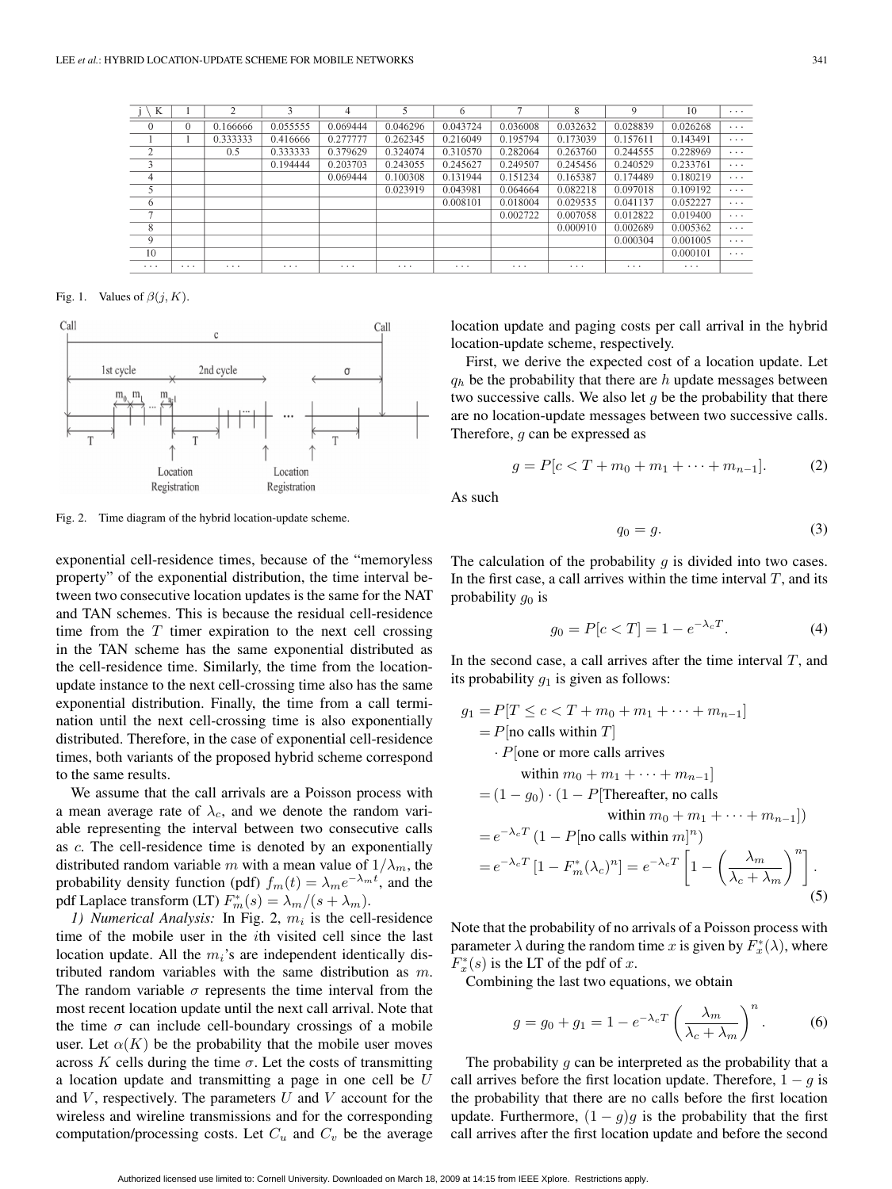| j \ K | 1 | 2 | 3 | 4 | 5 | 6 | 7 | 8 | 9 | 10 | ··· |
|---|---|---|---|---|---|---|---|---|---|---|---|
| 0 | 0 | 0.166666 | 0.055555 | 0.069444 | 0.046296 | 0.043724 | 0.036008 | 0.032632 | 0.028839 | 0.026268 | ··· |
| 1 | 1 | 0.333333 | 0.416666 | 0.277777 | 0.262345 | 0.216049 | 0.195794 | 0.173039 | 0.157611 | 0.143491 | ··· |
| 2 | | 0.5 | 0.333333 | 0.379629 | 0.324074 | 0.310570 | 0.282064 | 0.263760 | 0.244555 | 0.228969 | ··· |
| 3 | | | 0.194444 | 0.203703 | 0.243055 | 0.245627 | 0.249507 | 0.245456 | 0.240529 | 0.233761 | ··· |
| 4 | | | | 0.069444 | 0.100308 | 0.131944 | 0.151234 | 0.165387 | 0.174489 | 0.180219 | ··· |
| 5 | | | | | 0.023919 | 0.043981 | 0.064664 | 0.082218 | 0.097018 | 0.109192 | ··· |
| 6 | | | | | | 0.008101 | 0.018004 | 0.029535 | 0.041137 | 0.052227 | ··· |
| 7 | | | | | | | 0.002722 | 0.007058 | 0.012822 | 0.019400 | ··· |
| 8 | | | | | | | | 0.000910 | 0.002689 | 0.005362 | ··· |
| 9 | | | | | | | | | 0.000304 | 0.001005 | ··· |
| 10 | | | | | | | | | | 0.000101 | ··· |
| ··· | ··· | ··· | ··· | ··· | ··· | ··· | ··· | ··· | ··· | ··· | |

Fig. 1. Values of $\beta(j, K)$.

Fig. 2. Time diagram of the hybrid location-update scheme.

exponential cell-residence times, because of the "memoryless property" of the exponential distribution, the time interval between two consecutive location updates is the same for the NAT and TAN schemes. This is because the residual cell-residence time from the $T$ timer expiration to the next cell crossing in the TAN scheme has the same exponential distributed as the cell-residence time. Similarly, the time from the location-update instance to the next cell-crossing time also has the same exponential distribution. Finally, the time from a call termination until the next cell-crossing time is also exponentially distributed. Therefore, in the case of exponential cell-residence times, both variants of the proposed hybrid scheme correspond to the same results.

We assume that the call arrivals are a Poisson process with a mean average rate of $\lambda_c$, and we denote the random variable representing the interval between two consecutive calls as $c$. The cell-residence time is denoted by an exponentially distributed random variable $m$ with a mean value of $1/\lambda_m$, the probability density function (pdf) $f_m(t) = \lambda_m e^{-\lambda_m t}$, and the pdf Laplace transform (LT) $F_m^*(s) = \lambda_m/(s + \lambda_m)$.

*1) Numerical Analysis:* In Fig. 2, $m_i$ is the cell-residence time of the mobile user in the $i$th visited cell since the last location update. All the $m_i$'s are independent identically distributed random variables with the same distribution as $m$. The random variable $\sigma$ represents the time interval from the most recent location update until the next call arrival. Note that the time $\sigma$ can include cell-boundary crossings of a mobile user. Let $\alpha(K)$ be the probability that the mobile user moves across $K$ cells during the time $\sigma$. Let the costs of transmitting a location update and transmitting a page in one cell be $U$ and $V$, respectively. The parameters $U$ and $V$ account for the wireless and wireline transmissions and for the corresponding computation/processing costs. Let $C_u$ and $C_v$ be the average location update and paging costs per call arrival in the hybrid location-update scheme, respectively.

First, we derive the expected cost of a location update. Let $q_h$ be the probability that there are $h$ update messages between two successive calls. We also let $g$ be the probability that there are no location-update messages between two successive calls. Therefore, $g$ can be expressed as

$$g = P[c < T + m_0 + m_1 + \cdots + m_{n-1}]. \tag{2}$$

As such

$$q_0 = g. \tag{3}$$

The calculation of the probability $g$ is divided into two cases. In the first case, a call arrives within the time interval $T$, and its probability $g_0$ is

$$g_0 = P[c < T] = 1 - e^{-\lambda_c T}. \tag{4}$$

In the second case, a call arrives after the time interval $T$, and its probability $g_1$ is given as follows:

$$\begin{aligned}
g_1 &= P[T \leq c < T + m_0 + m_1 + \cdots + m_{n-1}] \\
&= P[\text{no calls within } T] \\
&\quad \cdot P[\text{one or more calls arrives} \\
&\qquad \text{within } m_0 + m_1 + \cdots + m_{n-1}] \\
&= (1 - g_0) \cdot (1 - P[\text{Thereafter, no calls} \\
&\qquad\qquad \text{within } m_0 + m_1 + \cdots + m_{n-1}]) \\
&= e^{-\lambda_c T} \left(1 - P[\text{no calls within } m]^n\right) \\
&= e^{-\lambda_c T} \left[1 - F_m^*(\lambda_c)^n\right] = e^{-\lambda_c T} \left[1 - \left(\frac{\lambda_m}{\lambda_c + \lambda_m}\right)^n\right].
\end{aligned} \tag{5}$$

Note that the probability of no arrivals of a Poisson process with parameter $\lambda$ during the random time $x$ is given by $F_x^*(\lambda)$, where $F_x^*(s)$ is the LT of the pdf of $x$.

Combining the last two equations, we obtain

$$g = g_0 + g_1 = 1 - e^{-\lambda_c T} \left(\frac{\lambda_m}{\lambda_c + \lambda_m}\right)^n. \tag{6}$$

The probability $g$ can be interpreted as the probability that a call arrives before the first location update. Therefore, $1 - g$ is the probability that there are no calls before the first location update. Furthermore, $(1 - g)g$ is the probability that the first call arrives after the first location update and before the second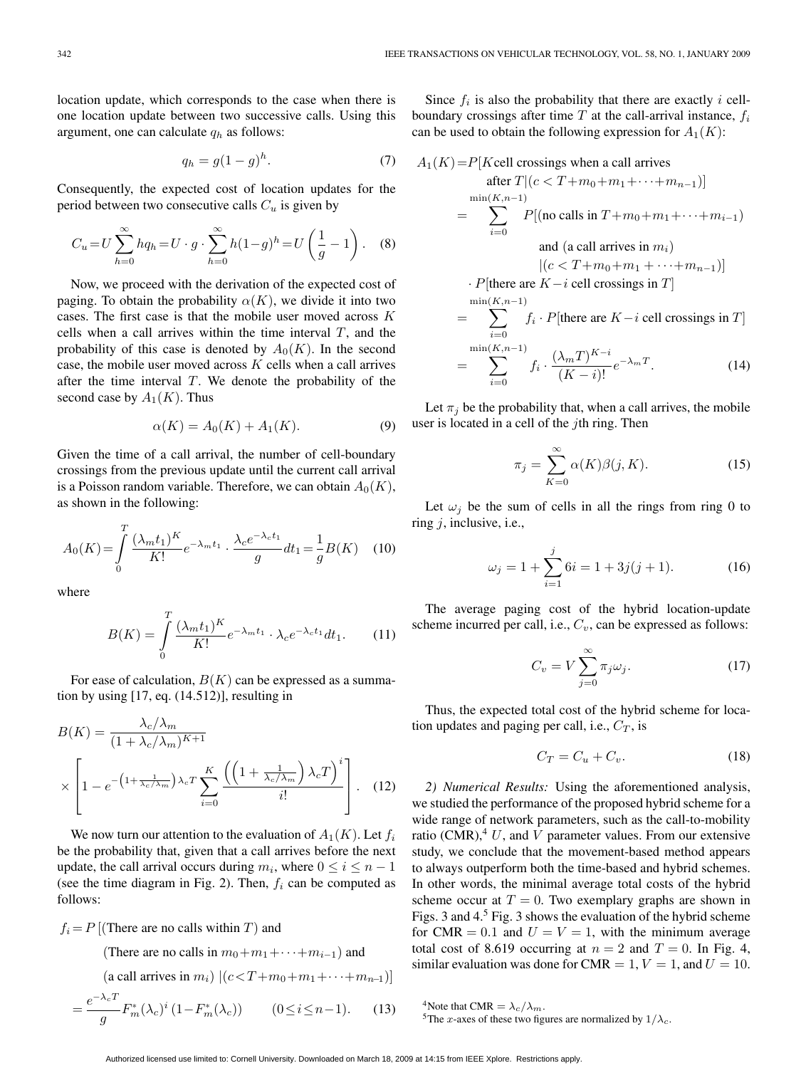location update, which corresponds to the case when there is one location update between two successive calls. Using this argument, one can calculate $q_h$ as follows:

$$q_h = g(1-g)^h. \tag{7}$$

Consequently, the expected cost of location updates for the period between two consecutive calls $C_u$ is given by

$$C_u = U\sum_{h=0}^{\infty} h q_h = U \cdot g \cdot \sum_{h=0}^{\infty} h(1-g)^h = U\left(\frac{1}{g} - 1\right). \tag{8}$$

Now, we proceed with the derivation of the expected cost of paging. To obtain the probability $\alpha(K)$, we divide it into two cases. The first case is that the mobile user moved across $K$ cells when a call arrives within the time interval $T$, and the probability of this case is denoted by $A_0(K)$. In the second case, the mobile user moved across $K$ cells when a call arrives after the time interval $T$. We denote the probability of the second case by $A_1(K)$. Thus

$$\alpha(K) = A_0(K) + A_1(K). \tag{9}$$

Given the time of a call arrival, the number of cell-boundary crossings from the previous update until the current call arrival is a Poisson random variable. Therefore, we can obtain $A_0(K)$, as shown in the following:

$$A_0(K) = \int_0^T \frac{(\lambda_m t_1)^K}{K!} e^{-\lambda_m t_1} \cdot \frac{\lambda_c e^{-\lambda_c t_1}}{g} dt_1 = \frac{1}{g} B(K) \tag{10}$$

where

$$B(K) = \int_0^T \frac{(\lambda_m t_1)^K}{K!} e^{-\lambda_m t_1} \cdot \lambda_c e^{-\lambda_c t_1} dt_1. \tag{11}$$

For ease of calculation, $B(K)$ can be expressed as a summation by using [17, eq. (14.512)], resulting in

$$B(K) = \frac{\lambda_c/\lambda_m}{(1+\lambda_c/\lambda_m)^{K+1}} \times \left[1 - e^{-\left(1+\frac{1}{\lambda_c/\lambda_m}\right)\lambda_c T} \sum_{i=0}^{K} \frac{\left(\left(1+\frac{1}{\lambda_c/\lambda_m}\right)\lambda_c T\right)^i}{i!}\right]. \tag{12}$$

We now turn our attention to the evaluation of $A_1(K)$. Let $f_i$ be the probability that, given that a call arrives before the next update, the call arrival occurs during $m_i$, where $0 \le i \le n-1$ (see the time diagram in Fig. 2). Then, $f_i$ can be computed as follows:

$$\begin{aligned} f_i = P\,[&(\text{There are no calls within } T) \text{ and} \\ &(\text{There are no calls in } m_0+m_1+\cdots+m_{i-1}) \text{ and} \\ &(\text{a call arrives in } m_i)\,|(c<T+m_0+m_1+\cdots+m_{n-1})] \\ = \frac{e^{-\lambda_c T}}{g}& F_m^*(\lambda_c)^i\left(1-F_m^*(\lambda_c)\right) \qquad (0 \le i \le n-1). \end{aligned} \tag{13}$$

Since $f_i$ is also the probability that there are exactly $i$ cell-boundary crossings after time $T$ at the call-arrival instance, $f_i$ can be used to obtain the following expression for $A_1(K)$:

$$\begin{aligned} A_1(K) &= P[K \text{cell crossings when a call arrives} \\ &\qquad \text{after } T|(c<T+m_0+m_1+\cdots+m_{n-1})] \\ &= \sum_{i=0}^{\min(K,n-1)} P[(\text{no calls in } T+m_0+m_1+\cdots+m_{i-1}) \\ &\qquad \text{and (a call arrives in } m_i) \\ &\qquad |(c<T+m_0+m_1+\cdots+m_{n-1})] \\ &\quad \cdot P[\text{there are } K-i \text{ cell crossings in } T] \\ &= \sum_{i=0}^{\min(K,n-1)} f_i \cdot P[\text{there are } K-i \text{ cell crossings in } T] \\ &= \sum_{i=0}^{\min(K,n-1)} f_i \cdot \frac{(\lambda_m T)^{K-i}}{(K-i)!} e^{-\lambda_m T}. \end{aligned} \tag{14}$$

Let $\pi_j$ be the probability that, when a call arrives, the mobile user is located in a cell of the $j$th ring. Then

$$\pi_j = \sum_{K=0}^{\infty} \alpha(K)\beta(j,K). \tag{15}$$

Let $\omega_j$ be the sum of cells in all the rings from ring 0 to ring $j$, inclusive, i.e.,

$$\omega_j = 1 + \sum_{i=1}^{j} 6i = 1 + 3j(j+1). \tag{16}$$

The average paging cost of the hybrid location-update scheme incurred per call, i.e., $C_v$, can be expressed as follows:

$$C_v = V\sum_{j=0}^{\infty} \pi_j \omega_j. \tag{17}$$

Thus, the expected total cost of the hybrid scheme for location updates and paging per call, i.e., $C_T$, is

$$C_T = C_u + C_v. \tag{18}$$

*2) Numerical Results:* Using the aforementioned analysis, we studied the performance of the proposed hybrid scheme for a wide range of network parameters, such as the call-to-mobility ratio (CMR),[4] $U$, and $V$ parameter values. From our extensive study, we conclude that the movement-based method appears to always outperform both the time-based and hybrid schemes. In other words, the minimal average total costs of the hybrid scheme occur at $T = 0$. Two exemplary graphs are shown in Figs. 3 and 4.[5] Fig. 3 shows the evaluation of the hybrid scheme for CMR $= 0.1$ and $U = V = 1$, with the minimum average total cost of 8.619 occurring at $n = 2$ and $T = 0$. In Fig. 4, similar evaluation was done for CMR $= 1$, $V = 1$, and $U = 10$.

[4]Note that CMR $= \lambda_c/\lambda_m$.

[5]The $x$-axes of these two figures are normalized by $1/\lambda_c$.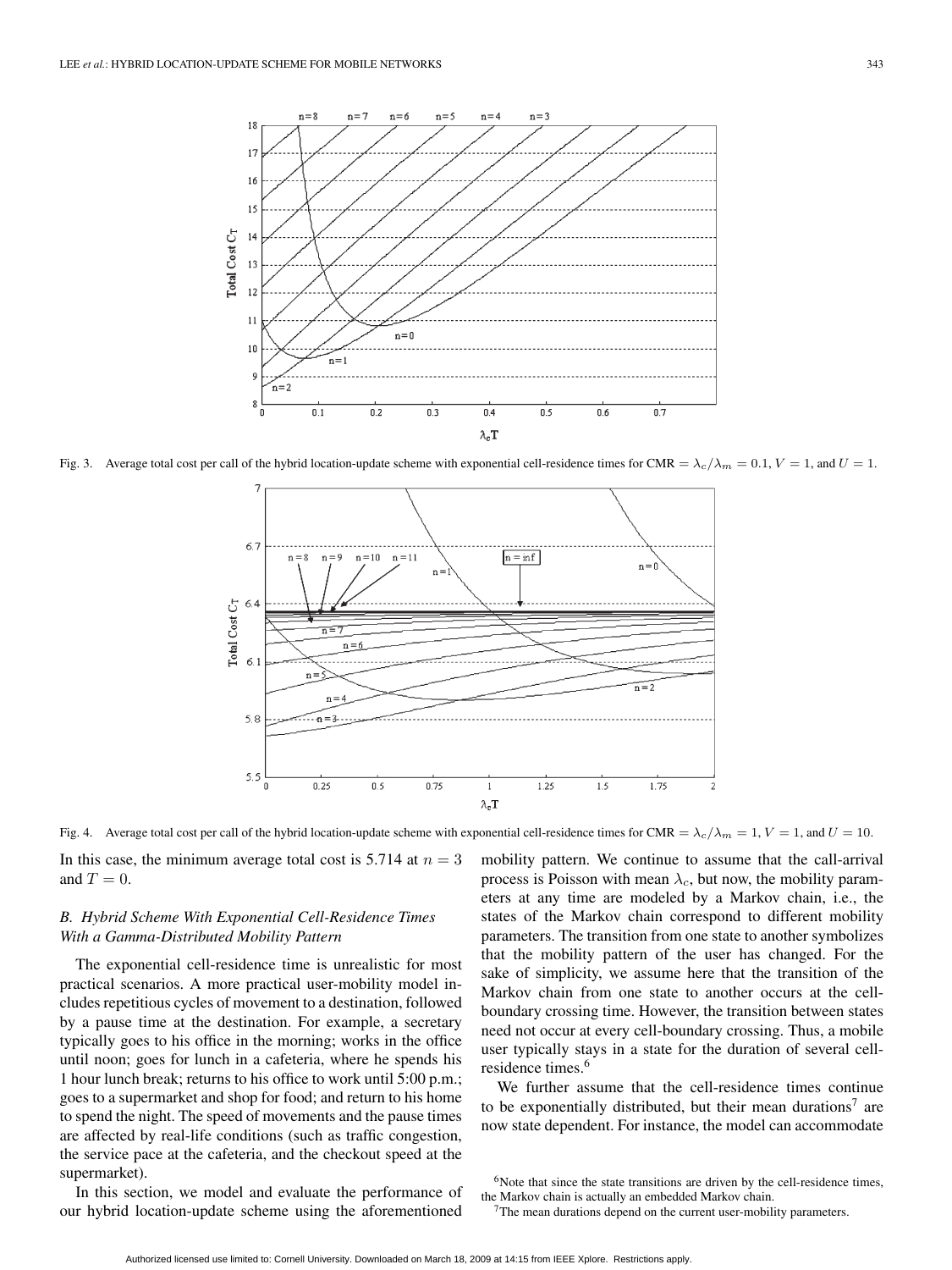Fig. 3. Average total cost per call of the hybrid location-update scheme with exponential cell-residence times for CMR $= \lambda_c/\lambda_m = 0.1$, $V = 1$, and $U = 1$.

Fig. 4. Average total cost per call of the hybrid location-update scheme with exponential cell-residence times for CMR $= \lambda_c/\lambda_m = 1$, $V = 1$, and $U = 10$.

In this case, the minimum average total cost is 5.714 at $n = 3$ and $T = 0$.

### *B. Hybrid Scheme With Exponential Cell-Residence Times With a Gamma-Distributed Mobility Pattern*

The exponential cell-residence time is unrealistic for most practical scenarios. A more practical user-mobility model includes repetitious cycles of movement to a destination, followed by a pause time at the destination. For example, a secretary typically goes to his office in the morning; works in the office until noon; goes for lunch in a cafeteria, where he spends his 1 hour lunch break; returns to his office to work until 5:00 p.m.; goes to a supermarket and shop for food; and return to his home to spend the night. The speed of movements and the pause times are affected by real-life conditions (such as traffic congestion, the service pace at the cafeteria, and the checkout speed at the supermarket).

In this section, we model and evaluate the performance of our hybrid location-update scheme using the aforementioned mobility pattern. We continue to assume that the call-arrival process is Poisson with mean $\lambda_c$, but now, the mobility parameters at any time are modeled by a Markov chain, i.e., the states of the Markov chain correspond to different mobility parameters. The transition from one state to another symbolizes that the mobility pattern of the user has changed. For the sake of simplicity, we assume here that the transition of the Markov chain from one state to another occurs at the cell-boundary crossing time. However, the transition between states need not occur at every cell-boundary crossing. Thus, a mobile user typically stays in a state for the duration of several cell-residence times.[6]

We further assume that the cell-residence times continue to be exponentially distributed, but their mean durations[7] are now state dependent. For instance, the model can accommodate

[6]Note that since the state transitions are driven by the cell-residence times, the Markov chain is actually an embedded Markov chain.

[7]The mean durations depend on the current user-mobility parameters.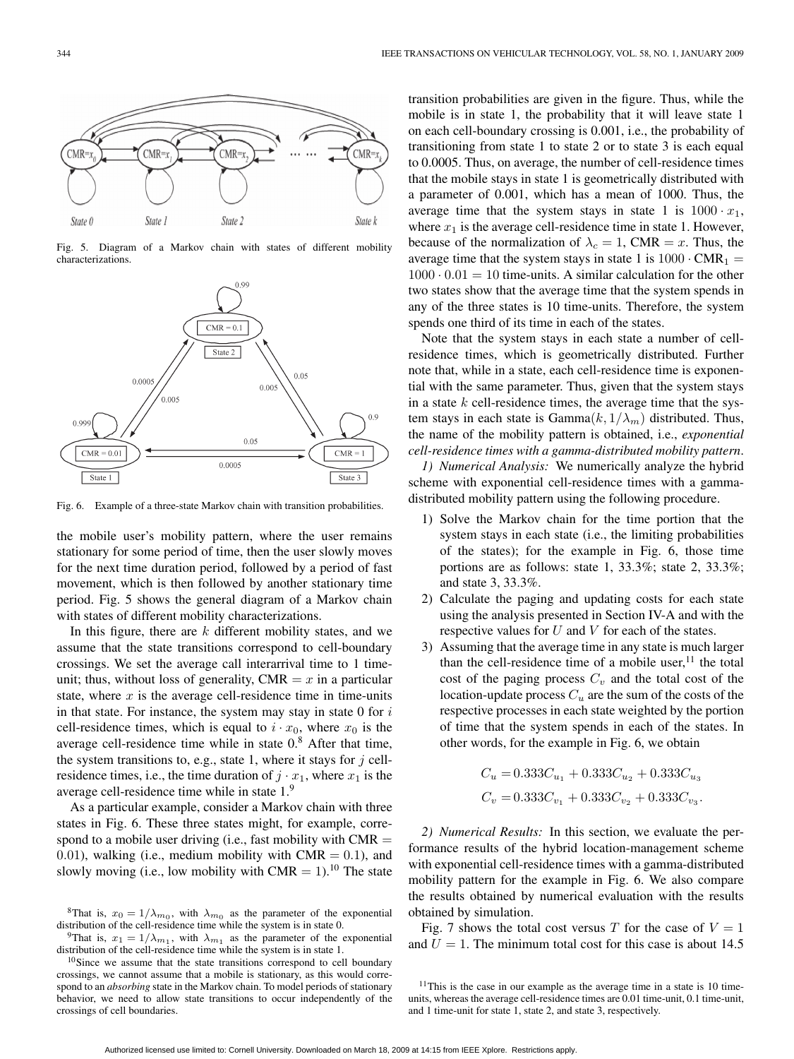Fig. 5. Diagram of a Markov chain with states of different mobility characterizations.

Fig. 6. Example of a three-state Markov chain with transition probabilities.

the mobile user's mobility pattern, where the user remains stationary for some period of time, then the user slowly moves for the next time duration period, followed by a period of fast movement, which is then followed by another stationary time period. Fig. 5 shows the general diagram of a Markov chain with states of different mobility characterizations.

In this figure, there are $k$ different mobility states, and we assume that the state transitions correspond to cell-boundary crossings. We set the average call interarrival time to 1 time-unit; thus, without loss of generality, $\text{CMR} = x$ in a particular state, where $x$ is the average cell-residence time in time-units in that state. For instance, the system may stay in state 0 for $i$ cell-residence times, which is equal to $i \cdot x_0$, where $x_0$ is the average cell-residence time while in state 0.[8] After that time, the system transitions to, e.g., state 1, where it stays for $j$ cell-residence times, i.e., the time duration of $j \cdot x_1$, where $x_1$ is the average cell-residence time while in state 1.[9]

As a particular example, consider a Markov chain with three states in Fig. 6. These three states might, for example, correspond to a mobile user driving (i.e., fast mobility with $\text{CMR} = 0.01$), walking (i.e., medium mobility with $\text{CMR} = 0.1$), and slowly moving (i.e., low mobility with $\text{CMR} = 1$).[10] The state transition probabilities are given in the figure. Thus, while the mobile is in state 1, the probability that it will leave state 1 on each cell-boundary crossing is 0.001, i.e., the probability of transitioning from state 1 to state 2 or to state 3 is each equal to 0.0005. Thus, on average, the number of cell-residence times that the mobile stays in state 1 is geometrically distributed with a parameter of 0.001, which has a mean of 1000. Thus, the average time that the system stays in state 1 is $1000 \cdot x_1$, where $x_1$ is the average cell-residence time in state 1. However, because of the normalization of $\lambda_c = 1$, $\text{CMR} = x$. Thus, the average time that the system stays in state 1 is $1000 \cdot \text{CMR}_1 = 1000 \cdot 0.01 = 10$ time-units. A similar calculation for the other two states show that the average time that the system spends in any of the three states is 10 time-units. Therefore, the system spends one third of its time in each of the states.

Note that the system stays in each state a number of cell-residence times, which is geometrically distributed. Further note that, while in a state, each cell-residence time is exponential with the same parameter. Thus, given that the system stays in a state $k$ cell-residence times, the average time that the system stays in each state is $\text{Gamma}(k, 1/\lambda_m)$ distributed. Thus, the name of the mobility pattern is obtained, i.e., *exponential cell-residence times with a gamma-distributed mobility pattern*.

*1) Numerical Analysis:* We numerically analyze the hybrid scheme with exponential cell-residence times with a gamma-distributed mobility pattern using the following procedure.

1) Solve the Markov chain for the time portion that the system stays in each state (i.e., the limiting probabilities of the states); for the example in Fig. 6, those time portions are as follows: state 1, 33.3%; state 2, 33.3%; and state 3, 33.3%.
2) Calculate the paging and updating costs for each state using the analysis presented in Section IV-A and with the respective values for $U$ and $V$ for each of the states.
3) Assuming that the average time in any state is much larger than the cell-residence time of a mobile user,[11] the total cost of the paging process $C_v$ and the total cost of the location-update process $C_u$ are the sum of the costs of the respective processes in each state weighted by the portion of time that the system spends in each of the states. In other words, for the example in Fig. 6, we obtain

$$C_u = 0.333C_{u_1} + 0.333C_{u_2} + 0.333C_{u_3}$$
$$C_v = 0.333C_{v_1} + 0.333C_{v_2} + 0.333C_{v_3}.$$

*2) Numerical Results:* In this section, we evaluate the performance results of the hybrid location-management scheme with exponential cell-residence times with a gamma-distributed mobility pattern for the example in Fig. 6. We also compare the results obtained by numerical evaluation with the results obtained by simulation.

Fig. 7 shows the total cost versus $T$ for the case of $V = 1$ and $U = 1$. The minimum total cost for this case is about 14.5

[8] That is, $x_0 = 1/\lambda_{m_0}$, with $\lambda_{m_0}$ as the parameter of the exponential distribution of the cell-residence time while the system is in state 0.

[9] That is, $x_1 = 1/\lambda_{m_1}$, with $\lambda_{m_1}$ as the parameter of the exponential distribution of the cell-residence time while the system is in state 1.

[10] Since we assume that the state transitions correspond to cell boundary crossings, we cannot assume that a mobile is stationary, as this would correspond to an *absorbing* state in the Markov chain. To model periods of stationary behavior, we need to allow state transitions to occur independently of the crossings of cell boundaries.

[11] This is the case in our example as the average time in a state is 10 time-units, whereas the average cell-residence times are 0.01 time-unit, 0.1 time-unit, and 1 time-unit for state 1, state 2, and state 3, respectively.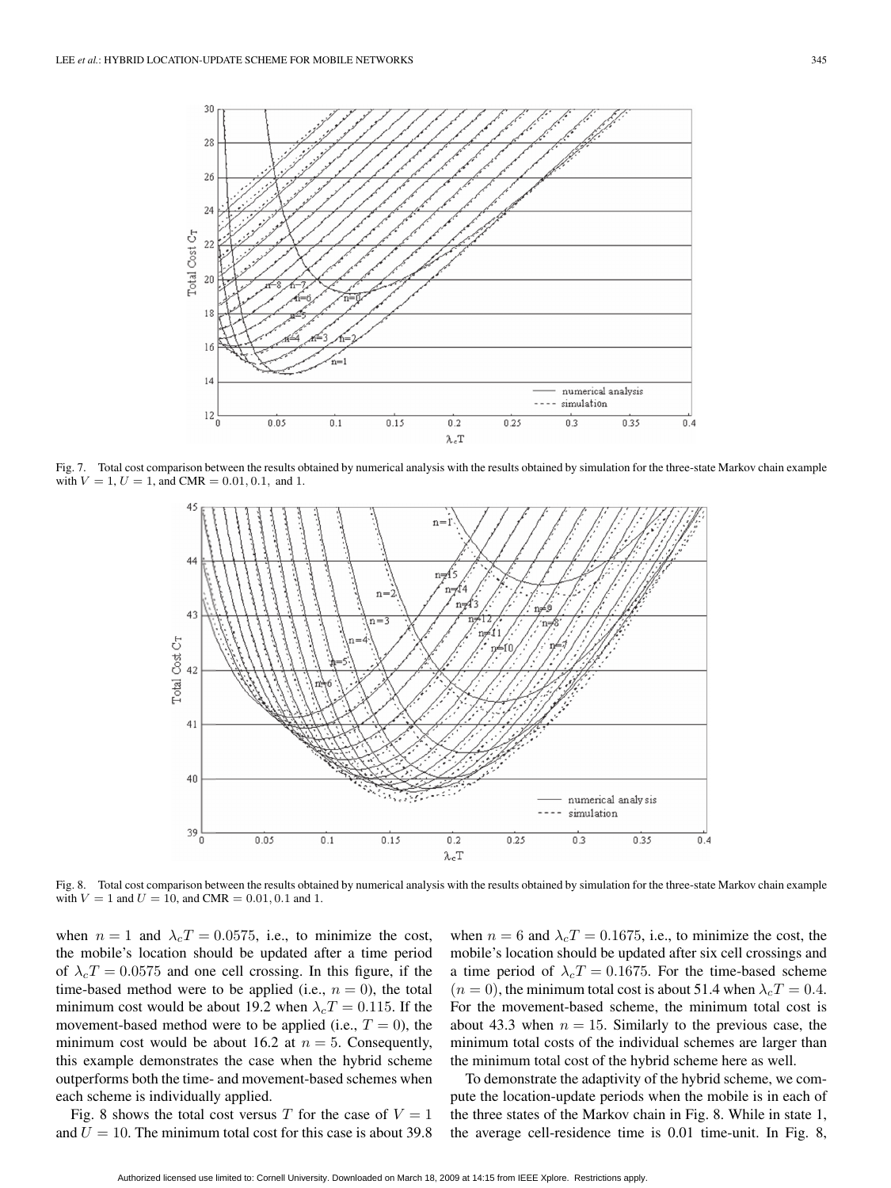Fig. 7. Total cost comparison between the results obtained by numerical analysis with the results obtained by simulation for the three-state Markov chain example with $V = 1$, $U = 1$, and CMR $= 0.01, 0.1,$ and 1.

Fig. 8. Total cost comparison between the results obtained by numerical analysis with the results obtained by simulation for the three-state Markov chain example with $V = 1$ and $U = 10$, and CMR $= 0.01, 0.1$ and 1.

when $n = 1$ and $\lambda_c T = 0.0575$, i.e., to minimize the cost, the mobile's location should be updated after a time period of $\lambda_c T = 0.0575$ and one cell crossing. In this figure, if the time-based method were to be applied (i.e., $n = 0$), the total minimum cost would be about 19.2 when $\lambda_c T = 0.115$. If the movement-based method were to be applied (i.e., $T = 0$), the minimum cost would be about 16.2 at $n = 5$. Consequently, this example demonstrates the case when the hybrid scheme outperforms both the time- and movement-based schemes when each scheme is individually applied.

Fig. 8 shows the total cost versus $T$ for the case of $V = 1$ and $U = 10$. The minimum total cost for this case is about 39.8 when $n = 6$ and $\lambda_c T = 0.1675$, i.e., to minimize the cost, the mobile's location should be updated after six cell crossings and a time period of $\lambda_c T = 0.1675$. For the time-based scheme $(n = 0)$, the minimum total cost is about 51.4 when $\lambda_c T = 0.4$. For the movement-based scheme, the minimum total cost is about 43.3 when $n = 15$. Similarly to the previous case, the minimum total costs of the individual schemes are larger than the minimum total cost of the hybrid scheme here as well.

To demonstrate the adaptivity of the hybrid scheme, we compute the location-update periods when the mobile is in each of the three states of the Markov chain in Fig. 8. While in state 1, the average cell-residence time is 0.01 time-unit. In Fig. 8,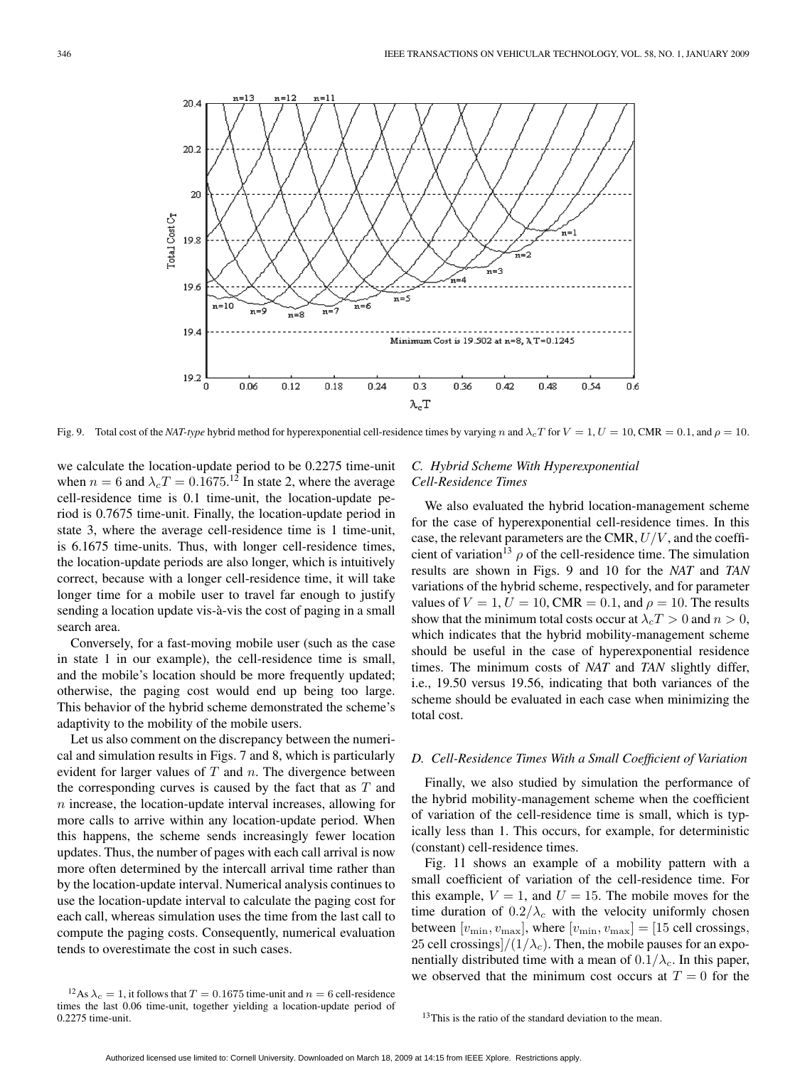Fig. 9. Total cost of the *NAT-type* hybrid method for hyperexponential cell-residence times by varying $n$ and $\lambda_c T$ for $V = 1$, $U = 10$, CMR $= 0.1$, and $\rho = 10$.

we calculate the location-update period to be 0.2275 time-unit when $n = 6$ and $\lambda_c T = 0.1675$.[12] In state 2, where the average cell-residence time is 0.1 time-unit, the location-update period is 0.7675 time-unit. Finally, the location-update period in state 3, where the average cell-residence time is 1 time-unit, is 6.1675 time-units. Thus, with longer cell-residence times, the location-update periods are also longer, which is intuitively correct, because with a longer cell-residence time, it will take longer time for a mobile user to travel far enough to justify sending a location update vis-à-vis the cost of paging in a small search area.

Conversely, for a fast-moving mobile user (such as the case in state 1 in our example), the cell-residence time is small, and the mobile's location should be more frequently updated; otherwise, the paging cost would end up being too large. This behavior of the hybrid scheme demonstrated the scheme's adaptivity to the mobility of the mobile users.

Let us also comment on the discrepancy between the numerical and simulation results in Figs. 7 and 8, which is particularly evident for larger values of $T$ and $n$. The divergence between the corresponding curves is caused by the fact that as $T$ and $n$ increase, the location-update interval increases, allowing for more calls to arrive within any location-update period. When this happens, the scheme sends increasingly fewer location updates. Thus, the number of pages with each call arrival is now more often determined by the intercall arrival time rather than by the location-update interval. Numerical analysis continues to use the location-update interval to calculate the paging cost for each call, whereas simulation uses the time from the last call to compute the paging costs. Consequently, numerical evaluation tends to overestimate the cost in such cases.

### C. Hybrid Scheme With Hyperexponential Cell-Residence Times

We also evaluated the hybrid location-management scheme for the case of hyperexponential cell-residence times. In this case, the relevant parameters are the CMR, $U/V$, and the coefficient of variation[13] $\rho$ of the cell-residence time. The simulation results are shown in Figs. 9 and 10 for the *NAT* and *TAN* variations of the hybrid scheme, respectively, and for parameter values of $V = 1$, $U = 10$, CMR $= 0.1$, and $\rho = 10$. The results show that the minimum total costs occur at $\lambda_c T > 0$ and $n > 0$, which indicates that the hybrid mobility-management scheme should be useful in the case of hyperexponential residence times. The minimum costs of *NAT* and *TAN* slightly differ, i.e., 19.50 versus 19.56, indicating that both variances of the scheme should be evaluated in each case when minimizing the total cost.

### D. Cell-Residence Times With a Small Coefficient of Variation

Finally, we also studied by simulation the performance of the hybrid mobility-management scheme when the coefficient of variation of the cell-residence time is small, which is typically less than 1. This occurs, for example, for deterministic (constant) cell-residence times.

Fig. 11 shows an example of a mobility pattern with a small coefficient of variation of the cell-residence time. For this example, $V = 1$, and $U = 15$. The mobile moves for the time duration of $0.2/\lambda_c$ with the velocity uniformly chosen between $[v_{\min}, v_{\max}]$, where $[v_{\min}, v_{\max}] = [15$ cell crossings, 25 cell crossings$]/(1/\lambda_c)$. Then, the mobile pauses for an exponentially distributed time with a mean of $0.1/\lambda_c$. In this paper, we observed that the minimum cost occurs at $T = 0$ for the

[12] As $\lambda_c = 1$, it follows that $T = 0.1675$ time-unit and $n = 6$ cell-residence times the last 0.06 time-unit, together yielding a location-update period of 0.2275 time-unit.

[13] This is the ratio of the standard deviation to the mean.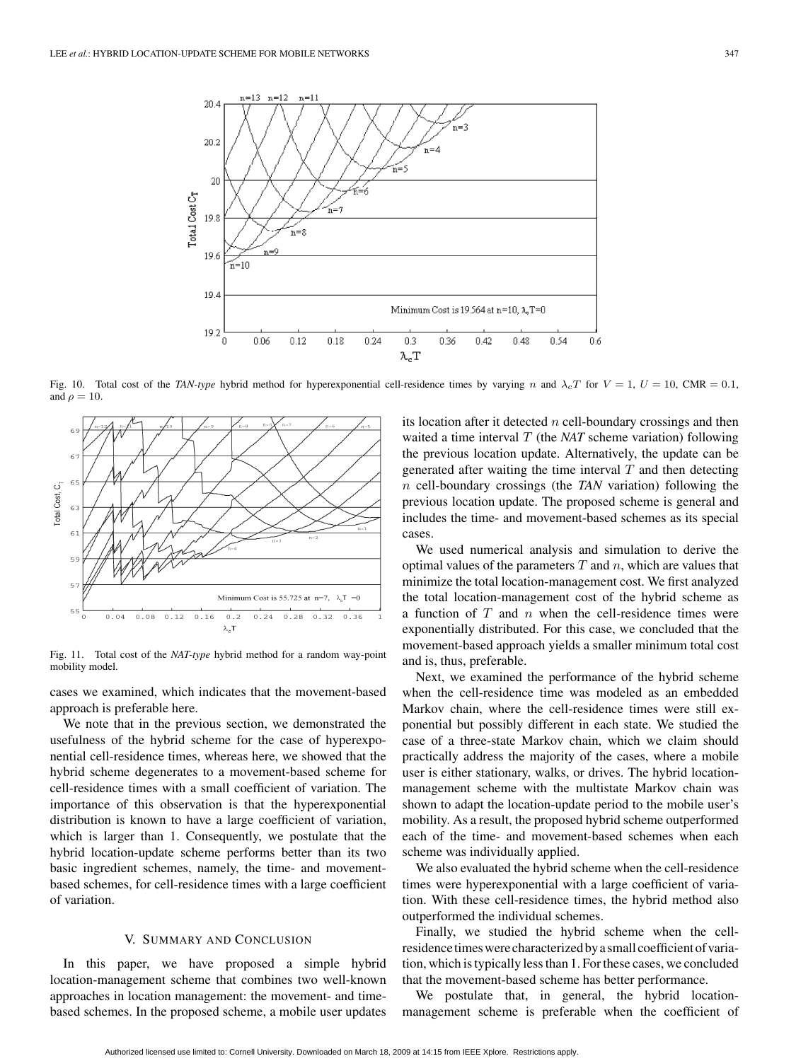Fig. 10. Total cost of the *TAN-type* hybrid method for hyperexponential cell-residence times by varying $n$ and $\lambda_c T$ for $V = 1$, $U = 10$, $\text{CMR} = 0.1$, and $\rho = 10$.

Fig. 11. Total cost of the *NAT-type* hybrid method for a random way-point mobility model.

cases we examined, which indicates that the movement-based approach is preferable here.

We note that in the previous section, we demonstrated the usefulness of the hybrid scheme for the case of hyperexponential cell-residence times, whereas here, we showed that the hybrid scheme degenerates to a movement-based scheme for cell-residence times with a small coefficient of variation. The importance of this observation is that the hyperexponential distribution is known to have a large coefficient of variation, which is larger than 1. Consequently, we postulate that the hybrid location-update scheme performs better than its two basic ingredient schemes, namely, the time- and movement-based schemes, for cell-residence times with a large coefficient of variation.

## V. Summary and Conclusion

In this paper, we have proposed a simple hybrid location-management scheme that combines two well-known approaches in location management: the movement- and time-based schemes. In the proposed scheme, a mobile user updates its location after it detected $n$ cell-boundary crossings and then waited a time interval $T$ (the *NAT* scheme variation) following the previous location update. Alternatively, the update can be generated after waiting the time interval $T$ and then detecting $n$ cell-boundary crossings (the *TAN* variation) following the previous location update. The proposed scheme is general and includes the time- and movement-based schemes as its special cases.

We used numerical analysis and simulation to derive the optimal values of the parameters $T$ and $n$, which are values that minimize the total location-management cost. We first analyzed the total location-management cost of the hybrid scheme as a function of $T$ and $n$ when the cell-residence times were exponentially distributed. For this case, we concluded that the movement-based approach yields a smaller minimum total cost and is, thus, preferable.

Next, we examined the performance of the hybrid scheme when the cell-residence time was modeled as an embedded Markov chain, where the cell-residence times were still exponential but possibly different in each state. We studied the case of a three-state Markov chain, which we claim should practically address the majority of the cases, where a mobile user is either stationary, walks, or drives. The hybrid location-management scheme with the multistate Markov chain was shown to adapt the location-update period to the mobile user's mobility. As a result, the proposed hybrid scheme outperformed each of the time- and movement-based schemes when each scheme was individually applied.

We also evaluated the hybrid scheme when the cell-residence times were hyperexponential with a large coefficient of variation. With these cell-residence times, the hybrid method also outperformed the individual schemes.

Finally, we studied the hybrid scheme when the cell-residence times were characterized by a small coefficient of variation, which is typically less than 1. For these cases, we concluded that the movement-based scheme has better performance.

We postulate that, in general, the hybrid location-management scheme is preferable when the coefficient of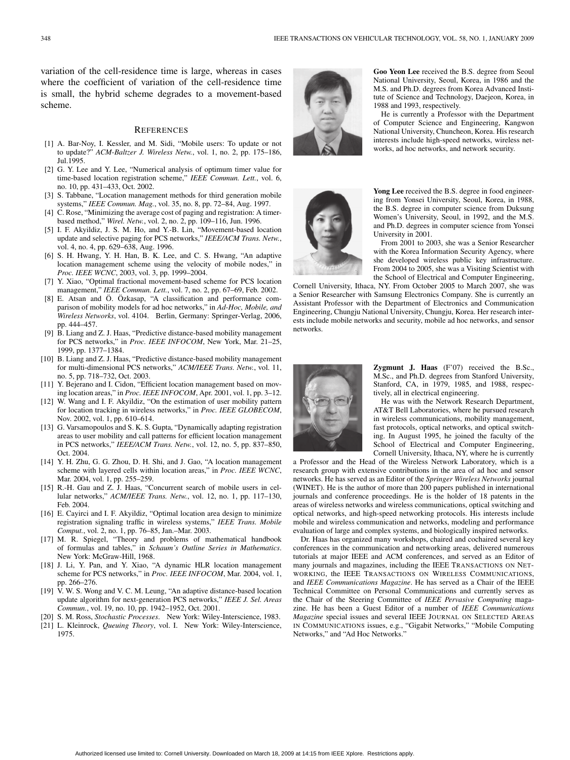variation of the cell-residence time is large, whereas in cases where the coefficient of variation of the cell-residence time is small, the hybrid scheme degrades to a movement-based scheme.

## REFERENCES

[1] A. Bar-Noy, I. Kessler, and M. Sidi, "Mobile users: To update or not to update?" *ACM-Baltzer J. Wireless Netw.*, vol. 1, no. 2, pp. 175–186, Jul.1995.

[2] G. Y. Lee and Y. Lee, "Numerical analysis of optimum timer value for time-based location registration scheme," *IEEE Commun. Lett.*, vol. 6, no. 10, pp. 431–433, Oct. 2002.

[3] S. Tabbane, "Location management methods for third generation mobile systems," *IEEE Commun. Mag.*, vol. 35, no. 8, pp. 72–84, Aug. 1997.

[4] C. Rose, "Minimizing the average cost of paging and registration: A timer-based method," *Wirel. Netw.*, vol. 2, no. 2, pp. 109–116, Jun. 1996.

[5] I. F. Akyildiz, J. S. M. Ho, and Y.-B. Lin, "Movement-based location update and selective paging for PCS networks," *IEEE/ACM Trans. Netw.*, vol. 4, no. 4, pp. 629–638, Aug. 1996.

[6] S. H. Hwang, Y. H. Han, B. K. Lee, and C. S. Hwang, "An adaptive location management scheme using the velocity of mobile nodes," in *Proc. IEEE WCNC*, 2003, vol. 3, pp. 1999–2004.

[7] Y. Xiao, "Optimal fractional movement-based scheme for PCS location management," *IEEE Commun. Lett.*, vol. 7, no. 2, pp. 67–69, Feb. 2002.

[8] E. Atsan and Ö. Özkasap, "A classification and performance comparison of mobility models for ad hoc networks," in *Ad-Hoc, Mobile, and Wireless Networks*, vol. 4104. Berlin, Germany: Springer-Verlag, 2006, pp. 444–457.

[9] B. Liang and Z. J. Haas, "Predictive distance-based mobility management for PCS networks," in *Proc. IEEE INFOCOM*, New York, Mar. 21–25, 1999, pp. 1377–1384.

[10] B. Liang and Z. J. Haas, "Predictive distance-based mobility management for multi-dimensional PCS networks," *ACM/IEEE Trans. Netw.*, vol. 11, no. 5, pp. 718–732, Oct. 2003.

[11] Y. Bejerano and I. Cidon, "Efficient location management based on moving location areas," in *Proc. IEEE INFOCOM*, Apr. 2001, vol. 1, pp. 3–12.

[12] W. Wang and I. F. Akyildiz, "On the estimation of user mobility pattern for location tracking in wireless networks," in *Proc. IEEE GLOBECOM*, Nov. 2002, vol. 1, pp. 610–614.

[13] G. Varsamopoulos and S. K. S. Gupta, "Dynamically adapting registration areas to user mobility and call patterns for efficient location management in PCS networks," *IEEE/ACM Trans. Netw.*, vol. 12, no. 5, pp. 837–850, Oct. 2004.

[14] Y. H. Zhu, G. G. Zhou, D. H. Shi, and J. Gao, "A location management scheme with layered cells within location areas," in *Proc. IEEE WCNC*, Mar. 2004, vol. 1, pp. 255–259.

[15] R.-H. Gau and Z. J. Haas, "Concurrent search of mobile users in cellular networks," *ACM/IEEE Trans. Netw.*, vol. 12, no. 1, pp. 117–130, Feb. 2004.

[16] E. Cayirci and I. F. Akyildiz, "Optimal location area design to minimize registration signaling traffic in wireless systems," *IEEE Trans. Mobile Comput.*, vol. 2, no. 1, pp. 76–85, Jan.–Mar. 2003.

[17] M. R. Spiegel, "Theory and problems of mathematical handbook of formulas and tables," in *Schaum's Outline Series in Mathematics*. New York: McGraw-Hill, 1968.

[18] J. Li, Y. Pan, and Y. Xiao, "A dynamic HLR location management scheme for PCS networks," in *Proc. IEEE INFOCOM*, Mar. 2004, vol. 1, pp. 266–276.

[19] V. W. S. Wong and V. C. M. Leung, "An adaptive distance-based location update algorithm for next-generation PCS networks," *IEEE J. Sel. Areas Commun.*, vol. 19, no. 10, pp. 1942–1952, Oct. 2001.

[20] S. M. Ross, *Stochastic Processes*. New York: Wiley-Interscience, 1983.

[21] L. Kleinrock, *Queuing Theory*, vol. I. New York: Wiley-Interscience, 1975.

**Goo Yeon Lee** received the B.S. degree from Seoul National University, Seoul, Korea, in 1986 and the M.S. and Ph.D. degrees from Korea Advanced Institute of Science and Technology, Daejeon, Korea, in 1988 and 1993, respectively.

He is currently a Professor with the Department of Computer Science and Engineering, Kangwon National University, Chuncheon, Korea. His research interests include high-speed networks, wireless networks, ad hoc networks, and network security.

**Yong Lee** received the B.S. degree in food engineering from Yonsei University, Seoul, Korea, in 1988, the B.S. degree in computer science from Duksung Women's University, Seoul, in 1992, and the M.S. and Ph.D. degrees in computer science from Yonsei University in 2001.

From 2001 to 2003, she was a Senior Researcher with the Korea Information Security Agency, where she developed wireless public key infrastructure. From 2004 to 2005, she was a Visiting Scientist with the School of Electrical and Computer Engineering, Cornell University, Ithaca, NY. From October 2005 to March 2007, she was a Senior Researcher with Samsung Electronics Company. She is currently an Assistant Professor with the Department of Electronics and Communication Engineering, Chungju National University, Chungju, Korea. Her research interests include mobile networks and security, mobile ad hoc networks, and sensor networks.

**Zygmunt J. Haas** (F'07) received the B.Sc., M.Sc., and Ph.D. degrees from Stanford University, Stanford, CA, in 1979, 1985, and 1988, respectively, all in electrical engineering.

He was with the Network Research Department, AT&T Bell Laboratories, where he pursued research in wireless communications, mobility management, fast protocols, optical networks, and optical switching. In August 1995, he joined the faculty of the School of Electrical and Computer Engineering, Cornell University, Ithaca, NY, where he is currently a Professor and the Head of the Wireless Network Laboratory, which is a research group with extensive contributions in the area of ad hoc and sensor networks. He has served as an Editor of the *Springer Wireless Networks* journal (WINET). He is the author of more than 200 papers published in international journals and conference proceedings. He is the holder of 18 patents in the areas of wireless networks and wireless communications, optical switching and optical networks, and high-speed networking protocols. His interests include mobile and wireless communication and networks, modeling and performance evaluation of large and complex systems, and biologically inspired networks.

Dr. Haas has organized many workshops, chaired and cochaired several key conferences in the communication and networking areas, delivered numerous tutorials at major IEEE and ACM conferences, and served as an Editor of many journals and magazines, including the IEEE TRANSACTIONS ON NETWORKING, the IEEE TRANSACTIONS ON WIRELESS COMMUNICATIONS, and *IEEE Communications Magazine*. He has served as a Chair of the IEEE Technical Committee on Personal Communications and currently serves as the Chair of the Steering Committee of *IEEE Pervasive Computing* magazine. He has been a Guest Editor of a number of *IEEE Communications Magazine* special issues and several IEEE JOURNAL ON SELECTED AREAS IN COMMUNICATIONS issues, e.g., "Gigabit Networks," "Mobile Computing Networks," and "Ad Hoc Networks."